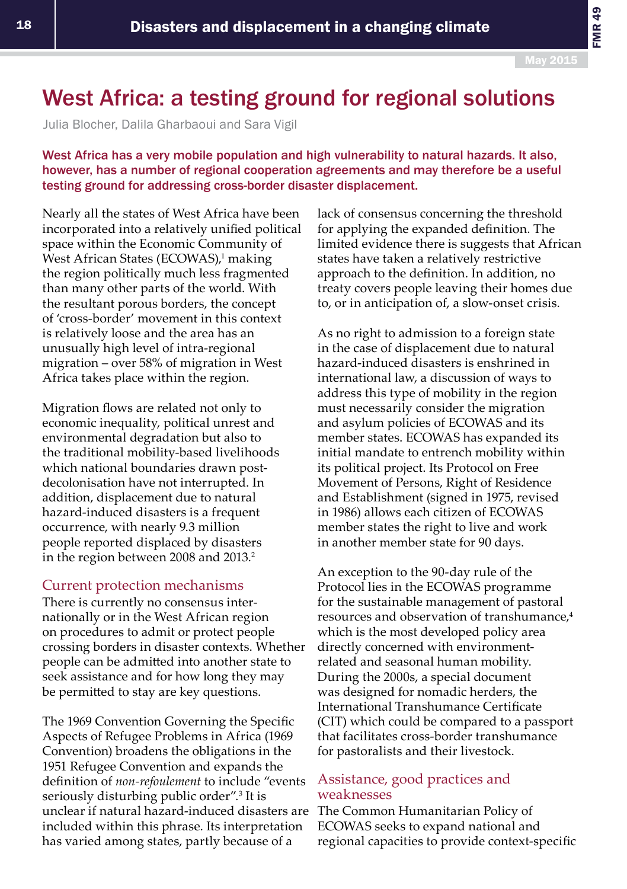# West Africa: a testing ground for regional solutions

Julia Blocher, Dalila Gharbaoui and Sara Vigil

**West Africa has a very mobile population and high vulnerability to natural hazards. It also, however, has a number of regional cooperation agreements and may therefore be a useful testing ground for addressing cross-border disaster displacement.**

Nearly all the states of West Africa have been incorporated into a relatively unified political space within the Economic Community of West African States (ECOWAS),[1] making the region politically much less fragmented than many other parts of the world. With the resultant porous borders, the concept of 'cross-border' movement in this context is relatively loose and the area has an unusually high level of intra-regional migration – over 58% of migration in West Africa takes place within the region.

Migration flows are related not only to economic inequality, political unrest and environmental degradation but also to the traditional mobility-based livelihoods which national boundaries drawn post-decolonisation have not interrupted. In addition, displacement due to natural hazard-induced disasters is a frequent occurrence, with nearly 9.3 million people reported displaced by disasters in the region between 2008 and 2013.[2]

## Current protection mechanisms

There is currently no consensus internationally or in the West African region on procedures to admit or protect people crossing borders in disaster contexts. Whether people can be admitted into another state to seek assistance and for how long they may be permitted to stay are key questions.

The 1969 Convention Governing the Specific Aspects of Refugee Problems in Africa (1969 Convention) broadens the obligations in the 1951 Refugee Convention and expands the definition of *non-refoulement* to include "events seriously disturbing public order".[3] It is unclear if natural hazard-induced disasters are included within this phrase. Its interpretation has varied among states, partly because of a lack of consensus concerning the threshold for applying the expanded definition. The limited evidence there is suggests that African states have taken a relatively restrictive approach to the definition. In addition, no treaty covers people leaving their homes due to, or in anticipation of, a slow-onset crisis.

As no right to admission to a foreign state in the case of displacement due to natural hazard-induced disasters is enshrined in international law, a discussion of ways to address this type of mobility in the region must necessarily consider the migration and asylum policies of ECOWAS and its member states. ECOWAS has expanded its initial mandate to entrench mobility within its political project. Its Protocol on Free Movement of Persons, Right of Residence and Establishment (signed in 1975, revised in 1986) allows each citizen of ECOWAS member states the right to live and work in another member state for 90 days.

An exception to the 90-day rule of the Protocol lies in the ECOWAS programme for the sustainable management of pastoral resources and observation of transhumance,[4] which is the most developed policy area directly concerned with environment-related and seasonal human mobility. During the 2000s, a special document was designed for nomadic herders, the International Transhumance Certificate (CIT) which could be compared to a passport that facilitates cross-border transhumance for pastoralists and their livestock.

## Assistance, good practices and weaknesses

The Common Humanitarian Policy of ECOWAS seeks to expand national and regional capacities to provide context-specific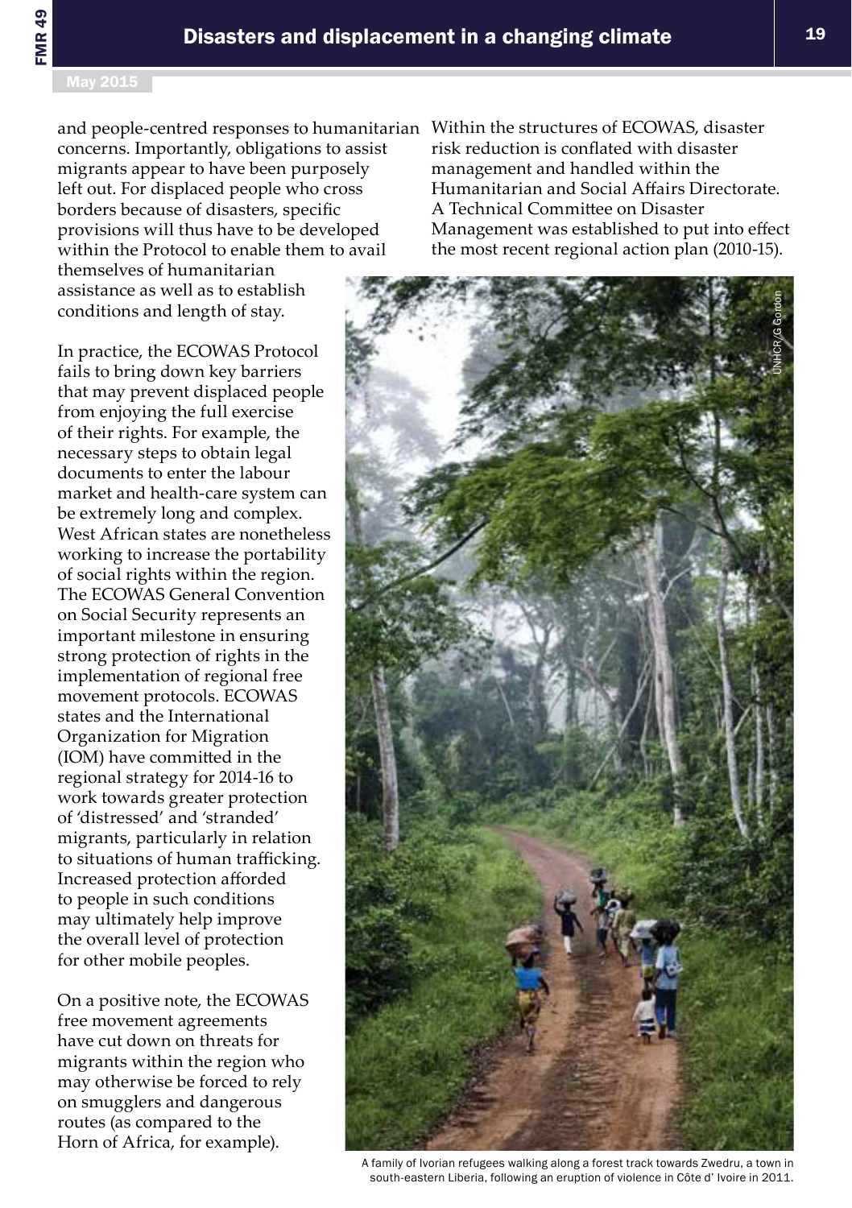and people-centred responses to humanitarian concerns. Importantly, obligations to assist migrants appear to have been purposely left out. For displaced people who cross borders because of disasters, specific provisions will thus have to be developed within the Protocol to enable them to avail themselves of humanitarian assistance as well as to establish conditions and length of stay.

In practice, the ECOWAS Protocol fails to bring down key barriers that may prevent displaced people from enjoying the full exercise of their rights. For example, the necessary steps to obtain legal documents to enter the labour market and health-care system can be extremely long and complex. West African states are nonetheless working to increase the portability of social rights within the region. The ECOWAS General Convention on Social Security represents an important milestone in ensuring strong protection of rights in the implementation of regional free movement protocols. ECOWAS states and the International Organization for Migration (IOM) have committed in the regional strategy for 2014-16 to work towards greater protection of 'distressed' and 'stranded' migrants, particularly in relation to situations of human trafficking. Increased protection afforded to people in such conditions may ultimately help improve the overall level of protection for other mobile peoples.

On a positive note, the ECOWAS free movement agreements have cut down on threats for migrants within the region who may otherwise be forced to rely on smugglers and dangerous routes (as compared to the Horn of Africa, for example).

Within the structures of ECOWAS, disaster risk reduction is conflated with disaster management and handled within the Humanitarian and Social Affairs Directorate. A Technical Committee on Disaster Management was established to put into effect the most recent regional action plan (2010-15).

UNHCR/G Gordon

A family of Ivorian refugees walking along a forest track towards Zwedru, a town in south-eastern Liberia, following an eruption of violence in Côte d' Ivoire in 2011.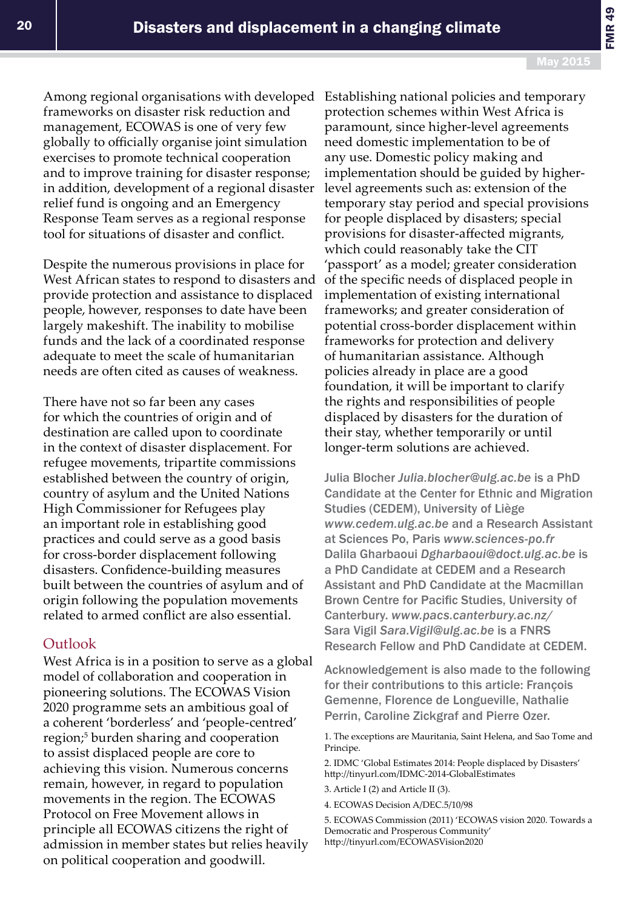Among regional organisations with developed frameworks on disaster risk reduction and management, ECOWAS is one of very few globally to officially organise joint simulation exercises to promote technical cooperation and to improve training for disaster response; in addition, development of a regional disaster relief fund is ongoing and an Emergency Response Team serves as a regional response tool for situations of disaster and conflict.

Despite the numerous provisions in place for West African states to respond to disasters and provide protection and assistance to displaced people, however, responses to date have been largely makeshift. The inability to mobilise funds and the lack of a coordinated response adequate to meet the scale of humanitarian needs are often cited as causes of weakness.

There have not so far been any cases for which the countries of origin and of destination are called upon to coordinate in the context of disaster displacement. For refugee movements, tripartite commissions established between the country of origin, country of asylum and the United Nations High Commissioner for Refugees play an important role in establishing good practices and could serve as a good basis for cross-border displacement following disasters. Confidence-building measures built between the countries of asylum and of origin following the population movements related to armed conflict are also essential.

## Outlook

West Africa is in a position to serve as a global model of collaboration and cooperation in pioneering solutions. The ECOWAS Vision 2020 programme sets an ambitious goal of a coherent 'borderless' and 'people-centred' region;[5] burden sharing and cooperation to assist displaced people are core to achieving this vision. Numerous concerns remain, however, in regard to population movements in the region. The ECOWAS Protocol on Free Movement allows in principle all ECOWAS citizens the right of admission in member states but relies heavily on political cooperation and goodwill.

Establishing national policies and temporary protection schemes within West Africa is paramount, since higher-level agreements need domestic implementation to be of any use. Domestic policy making and implementation should be guided by higher-level agreements such as: extension of the temporary stay period and special provisions for people displaced by disasters; special provisions for disaster-affected migrants, which could reasonably take the CIT 'passport' as a model; greater consideration of the specific needs of displaced people in implementation of existing international frameworks; and greater consideration of potential cross-border displacement within frameworks for protection and delivery of humanitarian assistance. Although policies already in place are a good foundation, it will be important to clarify the rights and responsibilities of people displaced by disasters for the duration of their stay, whether temporarily or until longer-term solutions are achieved.

Julia Blocher *Julia.blocher@ulg.ac.be* is a PhD Candidate at the Center for Ethnic and Migration Studies (CEDEM), University of Liège *www.cedem.ulg.ac.be* and a Research Assistant at Sciences Po, Paris *www.sciences-po.fr*
Dalila Gharbaoui *Dgharbaoui@doct.ulg.ac.be* is a PhD Candidate at CEDEM and a Research Assistant and PhD Candidate at the Macmillan Brown Centre for Pacific Studies, University of Canterbury. *www.pacs.canterbury.ac.nz/*
Sara Vigil *Sara.Vigil@ulg.ac.be* is a FNRS Research Fellow and PhD Candidate at CEDEM.

Acknowledgement is also made to the following for their contributions to this article: François Gemenne, Florence de Longueville, Nathalie Perrin, Caroline Zickgraf and Pierre Ozer.

1. The exceptions are Mauritania, Saint Helena, and Sao Tome and Principe.

2. IDMC 'Global Estimates 2014: People displaced by Disasters' http://tinyurl.com/IDMC-2014-GlobalEstimates

3. Article I (2) and Article II (3).

4. ECOWAS Decision A/DEC.5/10/98

5. ECOWAS Commission (2011) 'ECOWAS vision 2020. Towards a Democratic and Prosperous Community' http://tinyurl.com/ECOWASVision2020